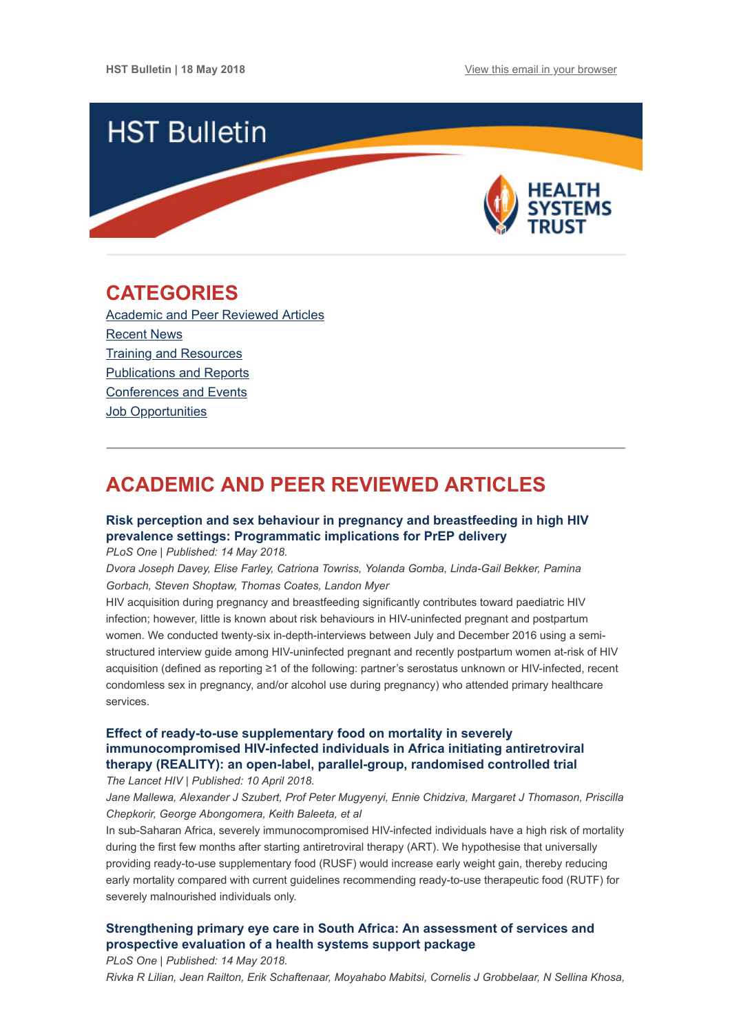HST Bulletin | 18 May 2018

View this email in your browser

HST Bulletin

HEALTH SYSTEMS TRUST

# CATEGORIES

Academic and Peer Reviewed Articles
Recent News
Training and Resources
Publications and Reports
Conferences and Events
Job Opportunities

# ACADEMIC AND PEER REVIEWED ARTICLES

### Risk perception and sex behaviour in pregnancy and breastfeeding in high HIV prevalence settings: Programmatic implications for PrEP delivery

*PLoS One | Published: 14 May 2018.*

*Dvora Joseph Davey, Elise Farley, Catriona Towriss, Yolanda Gomba, Linda-Gail Bekker, Pamina Gorbach, Steven Shoptaw, Thomas Coates, Landon Myer*

HIV acquisition during pregnancy and breastfeeding significantly contributes toward paediatric HIV infection; however, little is known about risk behaviours in HIV-uninfected pregnant and postpartum women. We conducted twenty-six in-depth-interviews between July and December 2016 using a semi-structured interview guide among HIV-uninfected pregnant and recently postpartum women at-risk of HIV acquisition (defined as reporting ≥1 of the following: partner's serostatus unknown or HIV-infected, recent condomless sex in pregnancy, and/or alcohol use during pregnancy) who attended primary healthcare services.

### Effect of ready-to-use supplementary food on mortality in severely immunocompromised HIV-infected individuals in Africa initiating antiretroviral therapy (REALITY): an open-label, parallel-group, randomised controlled trial

*The Lancet HIV | Published: 10 April 2018.*

*Jane Mallewa, Alexander J Szubert, Prof Peter Mugyenyi, Ennie Chidziva, Margaret J Thomason, Priscilla Chepkorir, George Abongomera, Keith Baleeta, et al*

In sub-Saharan Africa, severely immunocompromised HIV-infected individuals have a high risk of mortality during the first few months after starting antiretroviral therapy (ART). We hypothesise that universally providing ready-to-use supplementary food (RUSF) would increase early weight gain, thereby reducing early mortality compared with current guidelines recommending ready-to-use therapeutic food (RUTF) for severely malnourished individuals only.

### Strengthening primary eye care in South Africa: An assessment of services and prospective evaluation of a health systems support package

*PLoS One | Published: 14 May 2018.*

*Rivka R Lilian, Jean Railton, Erik Schaftenaar, Moyahabo Mabitsi, Cornelis J Grobbelaar, N Sellina Khosa,*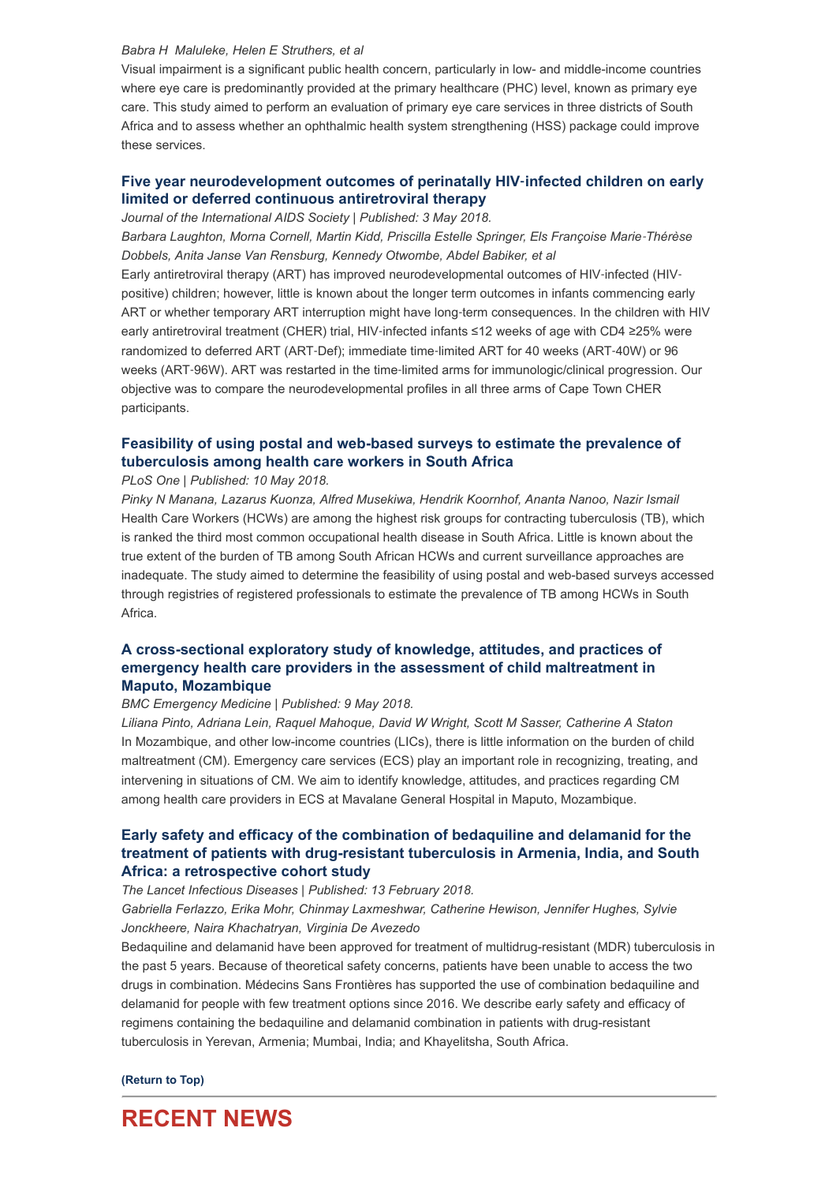*Babra H Maluleke, Helen E Struthers, et al*

Visual impairment is a significant public health concern, particularly in low- and middle-income countries where eye care is predominantly provided at the primary healthcare (PHC) level, known as primary eye care. This study aimed to perform an evaluation of primary eye care services in three districts of South Africa and to assess whether an ophthalmic health system strengthening (HSS) package could improve these services.

### Five year neurodevelopment outcomes of perinatally HIV-infected children on early limited or deferred continuous antiretroviral therapy

*Journal of the International AIDS Society | Published: 3 May 2018.*

*Barbara Laughton, Morna Cornell, Martin Kidd, Priscilla Estelle Springer, Els Françoise Marie-Thérèse Dobbels, Anita Janse Van Rensburg, Kennedy Otwombe, Abdel Babiker, et al*

Early antiretroviral therapy (ART) has improved neurodevelopmental outcomes of HIV-infected (HIV-positive) children; however, little is known about the longer term outcomes in infants commencing early ART or whether temporary ART interruption might have long-term consequences. In the children with HIV early antiretroviral treatment (CHER) trial, HIV-infected infants ≤12 weeks of age with CD4 ≥25% were randomized to deferred ART (ART-Def); immediate time-limited ART for 40 weeks (ART-40W) or 96 weeks (ART-96W). ART was restarted in the time-limited arms for immunologic/clinical progression. Our objective was to compare the neurodevelopmental profiles in all three arms of Cape Town CHER participants.

### Feasibility of using postal and web-based surveys to estimate the prevalence of tuberculosis among health care workers in South Africa

*PLoS One | Published: 10 May 2018.*

*Pinky N Manana, Lazarus Kuonza, Alfred Musekiwa, Hendrik Koornhof, Ananta Nanoo, Nazir Ismail*

Health Care Workers (HCWs) are among the highest risk groups for contracting tuberculosis (TB), which is ranked the third most common occupational health disease in South Africa. Little is known about the true extent of the burden of TB among South African HCWs and current surveillance approaches are inadequate. The study aimed to determine the feasibility of using postal and web-based surveys accessed through registries of registered professionals to estimate the prevalence of TB among HCWs in South Africa.

### A cross-sectional exploratory study of knowledge, attitudes, and practices of emergency health care providers in the assessment of child maltreatment in Maputo, Mozambique

*BMC Emergency Medicine | Published: 9 May 2018.*

*Liliana Pinto, Adriana Lein, Raquel Mahoque, David W Wright, Scott M Sasser, Catherine A Staton*

In Mozambique, and other low-income countries (LICs), there is little information on the burden of child maltreatment (CM). Emergency care services (ECS) play an important role in recognizing, treating, and intervening in situations of CM. We aim to identify knowledge, attitudes, and practices regarding CM among health care providers in ECS at Mavalane General Hospital in Maputo, Mozambique.

### Early safety and efficacy of the combination of bedaquiline and delamanid for the treatment of patients with drug-resistant tuberculosis in Armenia, India, and South Africa: a retrospective cohort study

*The Lancet Infectious Diseases | Published: 13 February 2018.*

*Gabriella Ferlazzo, Erika Mohr, Chinmay Laxmeshwar, Catherine Hewison, Jennifer Hughes, Sylvie Jonckheere, Naira Khachatryan, Virginia De Avezedo*

Bedaquiline and delamanid have been approved for treatment of multidrug-resistant (MDR) tuberculosis in the past 5 years. Because of theoretical safety concerns, patients have been unable to access the two drugs in combination. Médecins Sans Frontières has supported the use of combination bedaquiline and delamanid for people with few treatment options since 2016. We describe early safety and efficacy of regimens containing the bedaquiline and delamanid combination in patients with drug-resistant tuberculosis in Yerevan, Armenia; Mumbai, India; and Khayelitsha, South Africa.

**(Return to Top)**

## RECENT NEWS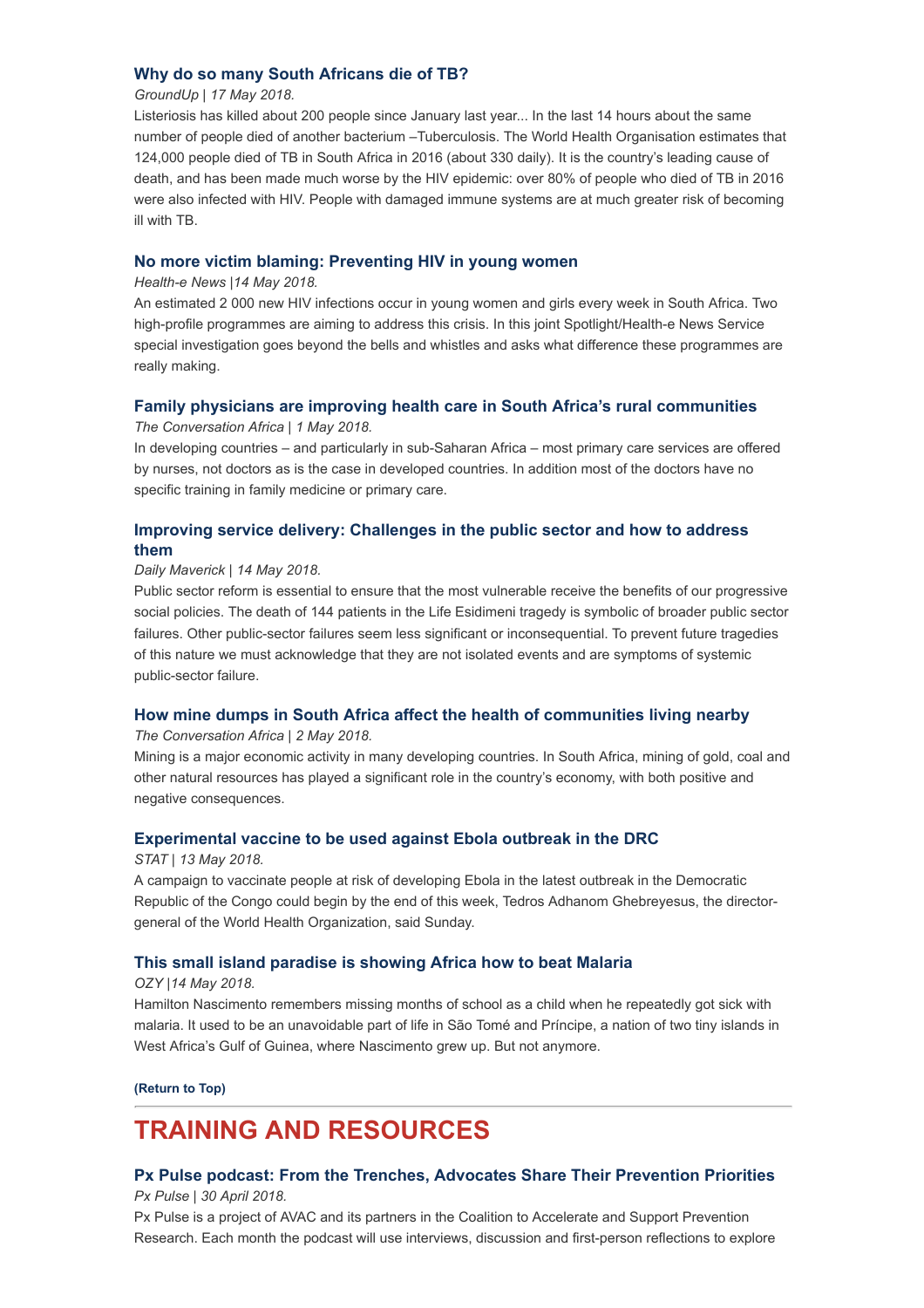### Why do so many South Africans die of TB?

*GroundUp | 17 May 2018.*

Listeriosis has killed about 200 people since January last year... In the last 14 hours about the same number of people died of another bacterium –Tuberculosis. The World Health Organisation estimates that 124,000 people died of TB in South Africa in 2016 (about 330 daily). It is the country's leading cause of death, and has been made much worse by the HIV epidemic: over 80% of people who died of TB in 2016 were also infected with HIV. People with damaged immune systems are at much greater risk of becoming ill with TB.

### No more victim blaming: Preventing HIV in young women

*Health-e News |14 May 2018.*

An estimated 2 000 new HIV infections occur in young women and girls every week in South Africa. Two high-profile programmes are aiming to address this crisis. In this joint Spotlight/Health-e News Service special investigation goes beyond the bells and whistles and asks what difference these programmes are really making.

### Family physicians are improving health care in South Africa's rural communities

*The Conversation Africa | 1 May 2018.*

In developing countries – and particularly in sub-Saharan Africa – most primary care services are offered by nurses, not doctors as is the case in developed countries. In addition most of the doctors have no specific training in family medicine or primary care.

### Improving service delivery: Challenges in the public sector and how to address them

*Daily Maverick | 14 May 2018.*

Public sector reform is essential to ensure that the most vulnerable receive the benefits of our progressive social policies. The death of 144 patients in the Life Esidimeni tragedy is symbolic of broader public sector failures. Other public-sector failures seem less significant or inconsequential. To prevent future tragedies of this nature we must acknowledge that they are not isolated events and are symptoms of systemic public-sector failure.

### How mine dumps in South Africa affect the health of communities living nearby

*The Conversation Africa | 2 May 2018.*

Mining is a major economic activity in many developing countries. In South Africa, mining of gold, coal and other natural resources has played a significant role in the country's economy, with both positive and negative consequences.

### Experimental vaccine to be used against Ebola outbreak in the DRC

*STAT | 13 May 2018.*

A campaign to vaccinate people at risk of developing Ebola in the latest outbreak in the Democratic Republic of the Congo could begin by the end of this week, Tedros Adhanom Ghebreyesus, the director-general of the World Health Organization, said Sunday.

### This small island paradise is showing Africa how to beat Malaria

*OZY |14 May 2018.*

Hamilton Nascimento remembers missing months of school as a child when he repeatedly got sick with malaria. It used to be an unavoidable part of life in São Tomé and Príncipe, a nation of two tiny islands in West Africa's Gulf of Guinea, where Nascimento grew up. But not anymore.

**(Return to Top)**

---

## TRAINING AND RESOURCES

### Px Pulse podcast: From the Trenches, Advocates Share Their Prevention Priorities

*Px Pulse | 30 April 2018.*

Px Pulse is a project of AVAC and its partners in the Coalition to Accelerate and Support Prevention Research. Each month the podcast will use interviews, discussion and first-person reflections to explore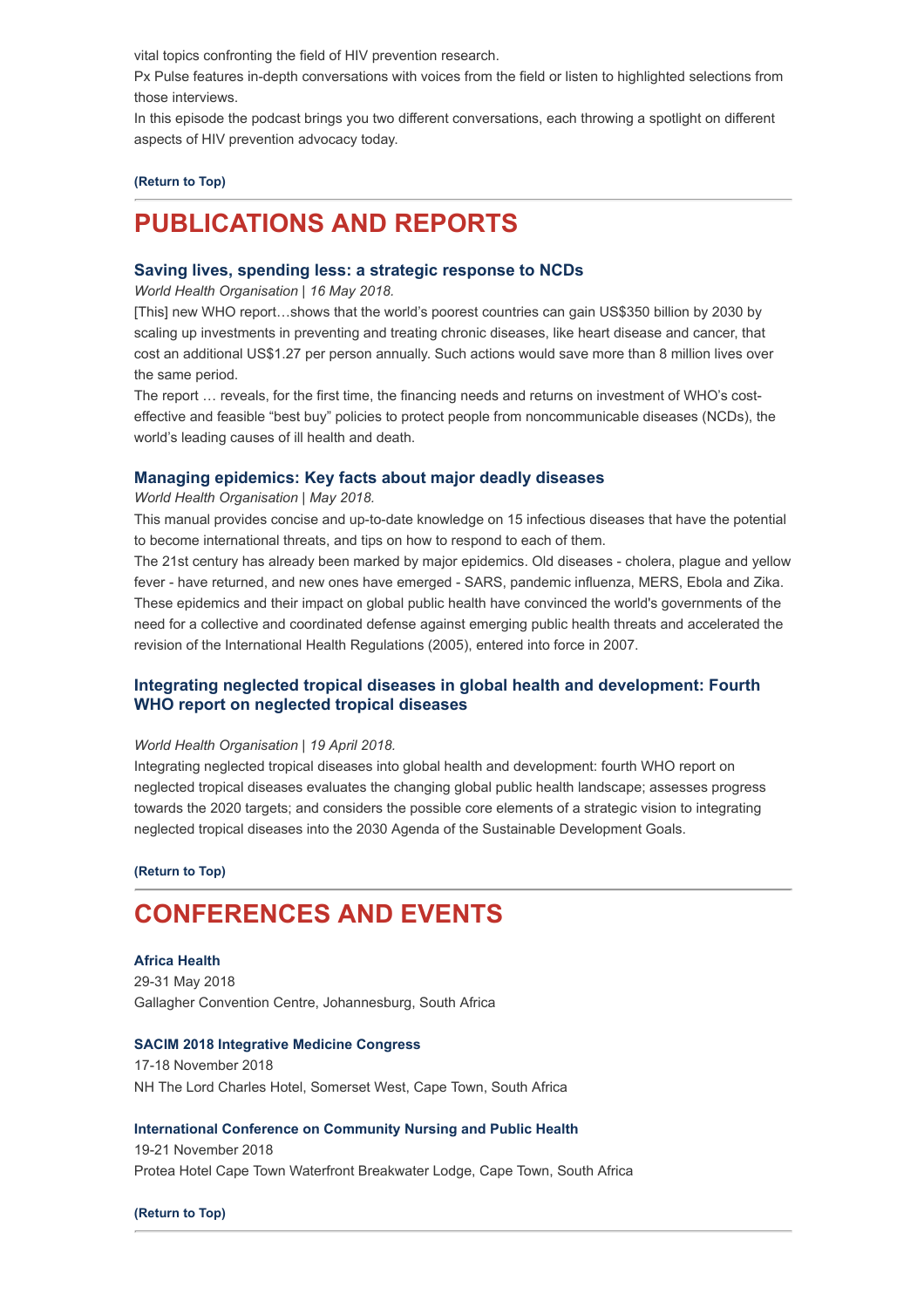vital topics confronting the field of HIV prevention research.

Px Pulse features in-depth conversations with voices from the field or listen to highlighted selections from those interviews.

In this episode the podcast brings you two different conversations, each throwing a spotlight on different aspects of HIV prevention advocacy today.

**(Return to Top)**

## PUBLICATIONS AND REPORTS

### Saving lives, spending less: a strategic response to NCDs

*World Health Organisation | 16 May 2018.*

[This] new WHO report…shows that the world's poorest countries can gain US$350 billion by 2030 by scaling up investments in preventing and treating chronic diseases, like heart disease and cancer, that cost an additional US$1.27 per person annually. Such actions would save more than 8 million lives over the same period.

The report … reveals, for the first time, the financing needs and returns on investment of WHO's cost-effective and feasible "best buy" policies to protect people from noncommunicable diseases (NCDs), the world's leading causes of ill health and death.

### Managing epidemics: Key facts about major deadly diseases

*World Health Organisation | May 2018.*

This manual provides concise and up-to-date knowledge on 15 infectious diseases that have the potential to become international threats, and tips on how to respond to each of them.

The 21st century has already been marked by major epidemics. Old diseases - cholera, plague and yellow fever - have returned, and new ones have emerged - SARS, pandemic influenza, MERS, Ebola and Zika. These epidemics and their impact on global public health have convinced the world's governments of the need for a collective and coordinated defense against emerging public health threats and accelerated the revision of the International Health Regulations (2005), entered into force in 2007.

### Integrating neglected tropical diseases in global health and development: Fourth WHO report on neglected tropical diseases

*World Health Organisation | 19 April 2018.*

Integrating neglected tropical diseases into global health and development: fourth WHO report on neglected tropical diseases evaluates the changing global public health landscape; assesses progress towards the 2020 targets; and considers the possible core elements of a strategic vision to integrating neglected tropical diseases into the 2030 Agenda of the Sustainable Development Goals.

**(Return to Top)**

## CONFERENCES AND EVENTS

**Africa Health**
29-31 May 2018
Gallagher Convention Centre, Johannesburg, South Africa

**SACIM 2018 Integrative Medicine Congress**
17-18 November 2018
NH The Lord Charles Hotel, Somerset West, Cape Town, South Africa

**International Conference on Community Nursing and Public Health**
19-21 November 2018
Protea Hotel Cape Town Waterfront Breakwater Lodge, Cape Town, South Africa

**(Return to Top)**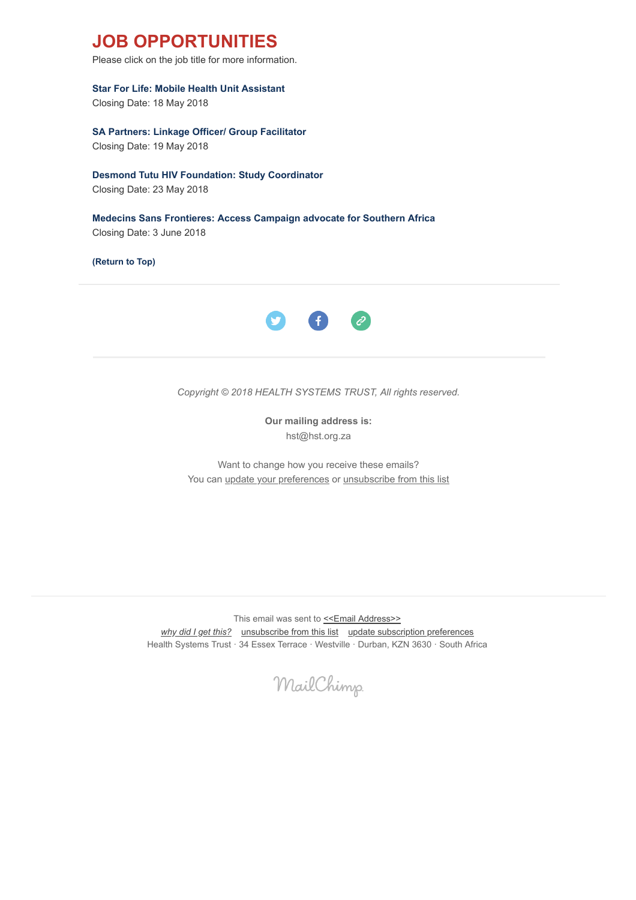# JOB OPPORTUNITIES

Please click on the job title for more information.

**Star For Life: Mobile Health Unit Assistant**
Closing Date: 18 May 2018

**SA Partners: Linkage Officer/ Group Facilitator**
Closing Date: 19 May 2018

**Desmond Tutu HIV Foundation: Study Coordinator**
Closing Date: 23 May 2018

**Medecins Sans Frontieres: Access Campaign advocate for Southern Africa**
Closing Date: 3 June 2018

**(Return to Top)**

---

*Copyright © 2018 HEALTH SYSTEMS TRUST, All rights reserved.*

**Our mailing address is:**
hst@hst.org.za

Want to change how you receive these emails?
You can update your preferences or unsubscribe from this list

---

This email was sent to <<Email Address>>
*why did I get this?* unsubscribe from this list update subscription preferences
Health Systems Trust · 34 Essex Terrace · Westville · Durban, KZN 3630 · South Africa

MailChimp